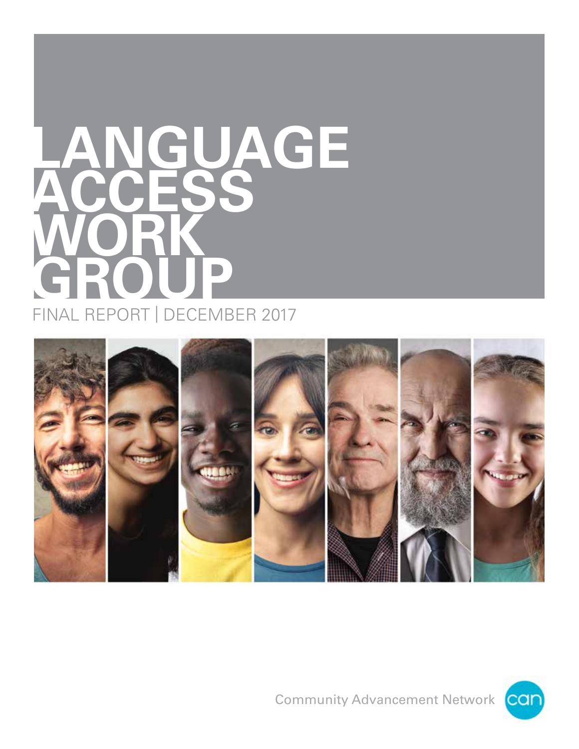# LANGUAGE ACCESS WORK GROUP

FINAL REPORT | DECEMBER 2017

Community Advancement Network

can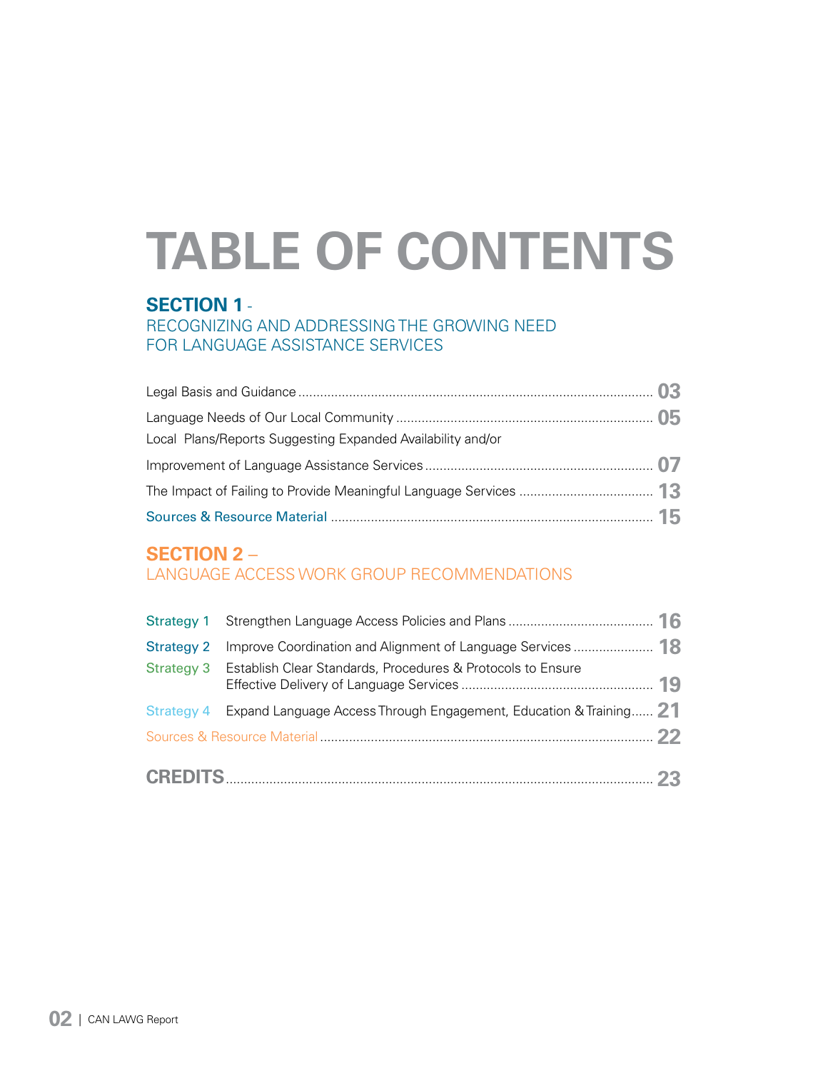# TABLE OF CONTENTS

## SECTION 1 - RECOGNIZING AND ADDRESSING THE GROWING NEED FOR LANGUAGE ASSISTANCE SERVICES

Legal Basis and Guidance ........ 03

Language Needs of Our Local Community ........ 05

Local Plans/Reports Suggesting Expanded Availability and/or Improvement of Language Assistance Services ........ 07

The Impact of Failing to Provide Meaningful Language Services ........ 13

Sources & Resource Material ........ 15

## SECTION 2 – LANGUAGE ACCESS WORK GROUP RECOMMENDATIONS

Strategy 1 Strengthen Language Access Policies and Plans ........ 16

Strategy 2 Improve Coordination and Alignment of Language Services ........ 18

Strategy 3 Establish Clear Standards, Procedures & Protocols to Ensure Effective Delivery of Language Services ........ 19

Strategy 4 Expand Language Access Through Engagement, Education & Training ........ 21

Sources & Resource Material ........ 22

**CREDITS** ........ 23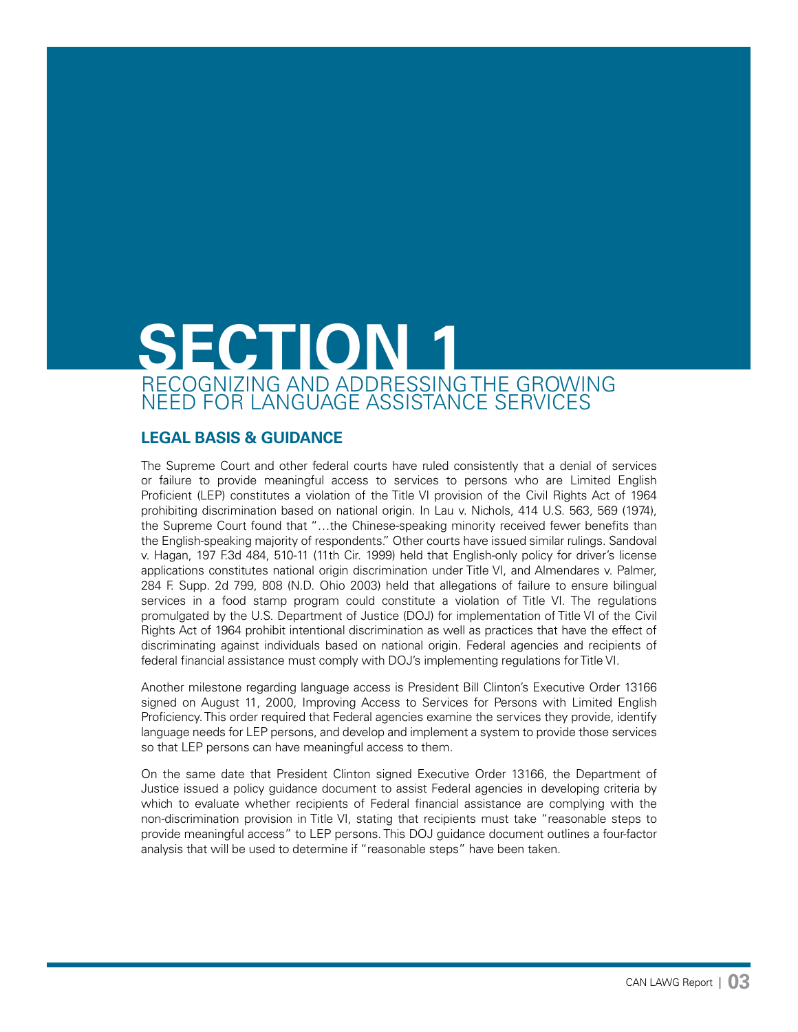# SECTION 1

## RECOGNIZING AND ADDRESSING THE GROWING NEED FOR LANGUAGE ASSISTANCE SERVICES

### LEGAL BASIS & GUIDANCE

The Supreme Court and other federal courts have ruled consistently that a denial of services or failure to provide meaningful access to services to persons who are Limited English Proficient (LEP) constitutes a violation of the Title VI provision of the Civil Rights Act of 1964 prohibiting discrimination based on national origin. In Lau v. Nichols, 414 U.S. 563, 569 (1974), the Supreme Court found that "…the Chinese-speaking minority received fewer benefits than the English-speaking majority of respondents." Other courts have issued similar rulings. Sandoval v. Hagan, 197 F.3d 484, 510-11 (11th Cir. 1999) held that English-only policy for driver's license applications constitutes national origin discrimination under Title VI, and Almendares v. Palmer, 284 F. Supp. 2d 799, 808 (N.D. Ohio 2003) held that allegations of failure to ensure bilingual services in a food stamp program could constitute a violation of Title VI. The regulations promulgated by the U.S. Department of Justice (DOJ) for implementation of Title VI of the Civil Rights Act of 1964 prohibit intentional discrimination as well as practices that have the effect of discriminating against individuals based on national origin. Federal agencies and recipients of federal financial assistance must comply with DOJ's implementing regulations for Title VI.

Another milestone regarding language access is President Bill Clinton's Executive Order 13166 signed on August 11, 2000, Improving Access to Services for Persons with Limited English Proficiency. This order required that Federal agencies examine the services they provide, identify language needs for LEP persons, and develop and implement a system to provide those services so that LEP persons can have meaningful access to them.

On the same date that President Clinton signed Executive Order 13166, the Department of Justice issued a policy guidance document to assist Federal agencies in developing criteria by which to evaluate whether recipients of Federal financial assistance are complying with the non-discrimination provision in Title VI, stating that recipients must take "reasonable steps to provide meaningful access" to LEP persons. This DOJ guidance document outlines a four-factor analysis that will be used to determine if "reasonable steps" have been taken.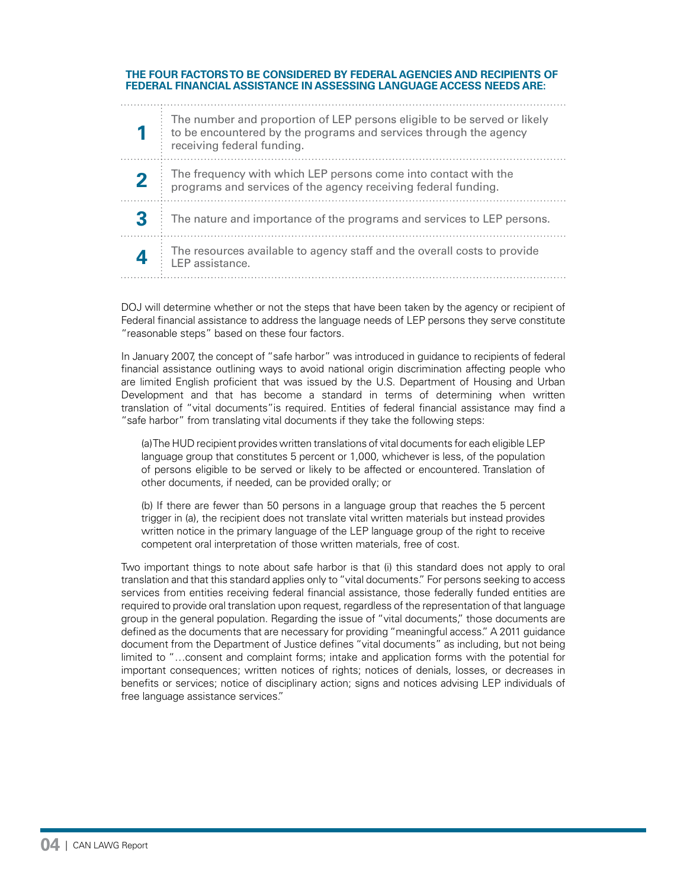**THE FOUR FACTORS TO BE CONSIDERED BY FEDERAL AGENCIES AND RECIPIENTS OF FEDERAL FINANCIAL ASSISTANCE IN ASSESSING LANGUAGE ACCESS NEEDS ARE:**

| | |
|---|---|
| **1** | The number and proportion of LEP persons eligible to be served or likely to be encountered by the programs and services through the agency receiving federal funding. |
| **2** | The frequency with which LEP persons come into contact with the programs and services of the agency receiving federal funding. |
| **3** | The nature and importance of the programs and services to LEP persons. |
| **4** | The resources available to agency staff and the overall costs to provide LEP assistance. |

DOJ will determine whether or not the steps that have been taken by the agency or recipient of Federal financial assistance to address the language needs of LEP persons they serve constitute "reasonable steps" based on these four factors.

In January 2007, the concept of "safe harbor" was introduced in guidance to recipients of federal financial assistance outlining ways to avoid national origin discrimination affecting people who are limited English proficient that was issued by the U.S. Department of Housing and Urban Development and that has become a standard in terms of determining when written translation of "vital documents"is required. Entities of federal financial assistance may find a "safe harbor" from translating vital documents if they take the following steps:

> (a) The HUD recipient provides written translations of vital documents for each eligible LEP language group that constitutes 5 percent or 1,000, whichever is less, of the population of persons eligible to be served or likely to be affected or encountered. Translation of other documents, if needed, can be provided orally; or
>
> (b) If there are fewer than 50 persons in a language group that reaches the 5 percent trigger in (a), the recipient does not translate vital written materials but instead provides written notice in the primary language of the LEP language group of the right to receive competent oral interpretation of those written materials, free of cost.

Two important things to note about safe harbor is that (i) this standard does not apply to oral translation and that this standard applies only to "vital documents." For persons seeking to access services from entities receiving federal financial assistance, those federally funded entities are required to provide oral translation upon request, regardless of the representation of that language group in the general population. Regarding the issue of "vital documents," those documents are defined as the documents that are necessary for providing "meaningful access." A 2011 guidance document from the Department of Justice defines "vital documents" as including, but not being limited to "…consent and complaint forms; intake and application forms with the potential for important consequences; written notices of rights; notices of denials, losses, or decreases in benefits or services; notice of disciplinary action; signs and notices advising LEP individuals of free language assistance services."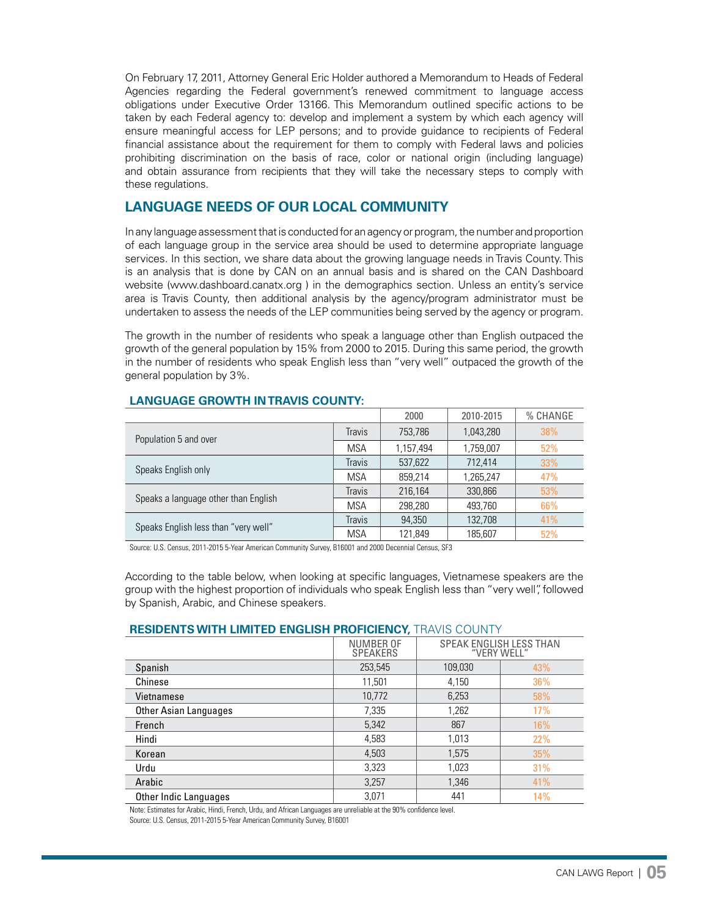On February 17, 2011, Attorney General Eric Holder authored a Memorandum to Heads of Federal Agencies regarding the Federal government's renewed commitment to language access obligations under Executive Order 13166. This Memorandum outlined specific actions to be taken by each Federal agency to: develop and implement a system by which each agency will ensure meaningful access for LEP persons; and to provide guidance to recipients of Federal financial assistance about the requirement for them to comply with Federal laws and policies prohibiting discrimination on the basis of race, color or national origin (including language) and obtain assurance from recipients that they will take the necessary steps to comply with these regulations.

## LANGUAGE NEEDS OF OUR LOCAL COMMUNITY

In any language assessment that is conducted for an agency or program, the number and proportion of each language group in the service area should be used to determine appropriate language services. In this section, we share data about the growing language needs in Travis County. This is an analysis that is done by CAN on an annual basis and is shared on the CAN Dashboard website (www.dashboard.canatx.org ) in the demographics section. Unless an entity's service area is Travis County, then additional analysis by the agency/program administrator must be undertaken to assess the needs of the LEP communities being served by the agency or program.

The growth in the number of residents who speak a language other than English outpaced the growth of the general population by 15% from 2000 to 2015. During this same period, the growth in the number of residents who speak English less than "very well" outpaced the growth of the general population by 3%.

### LANGUAGE GROWTH IN TRAVIS COUNTY:

| | | 2000 | 2010-2015 | % CHANGE |
|---|---|---|---|---|
| Population 5 and over | Travis | 753,786 | 1,043,280 | 38% |
| | MSA | 1,157,494 | 1,759,007 | 52% |
| Speaks English only | Travis | 537,622 | 712,414 | 33% |
| | MSA | 859,214 | 1,265,247 | 47% |
| Speaks a language other than English | Travis | 216,164 | 330,866 | 53% |
| | MSA | 298,280 | 493,760 | 66% |
| Speaks English less than "very well" | Travis | 94,350 | 132,708 | 41% |
| | MSA | 121,849 | 185,607 | 52% |

Source: U.S. Census, 2011-2015 5-Year American Community Survey, B16001 and 2000 Decennial Census, SF3

According to the table below, when looking at specific languages, Vietnamese speakers are the group with the highest proportion of individuals who speak English less than "very well", followed by Spanish, Arabic, and Chinese speakers.

### RESIDENTS WITH LIMITED ENGLISH PROFICIENCY, TRAVIS COUNTY

| | NUMBER OF SPEAKERS | SPEAK ENGLISH LESS THAN "VERY WELL" | |
|---|---|---|---|
| Spanish | 253,545 | 109,030 | 43% |
| Chinese | 11,501 | 4,150 | 36% |
| Vietnamese | 10,772 | 6,253 | 58% |
| Other Asian Languages | 7,335 | 1,262 | 17% |
| French | 5,342 | 867 | 16% |
| Hindi | 4,583 | 1,013 | 22% |
| Korean | 4,503 | 1,575 | 35% |
| Urdu | 3,323 | 1,023 | 31% |
| Arabic | 3,257 | 1,346 | 41% |
| Other Indic Languages | 3,071 | 441 | 14% |

Note: Estimates for Arabic, Hindi, French, Urdu, and African Languages are unreliable at the 90% confidence level.
Source: U.S. Census, 2011-2015 5-Year American Community Survey, B16001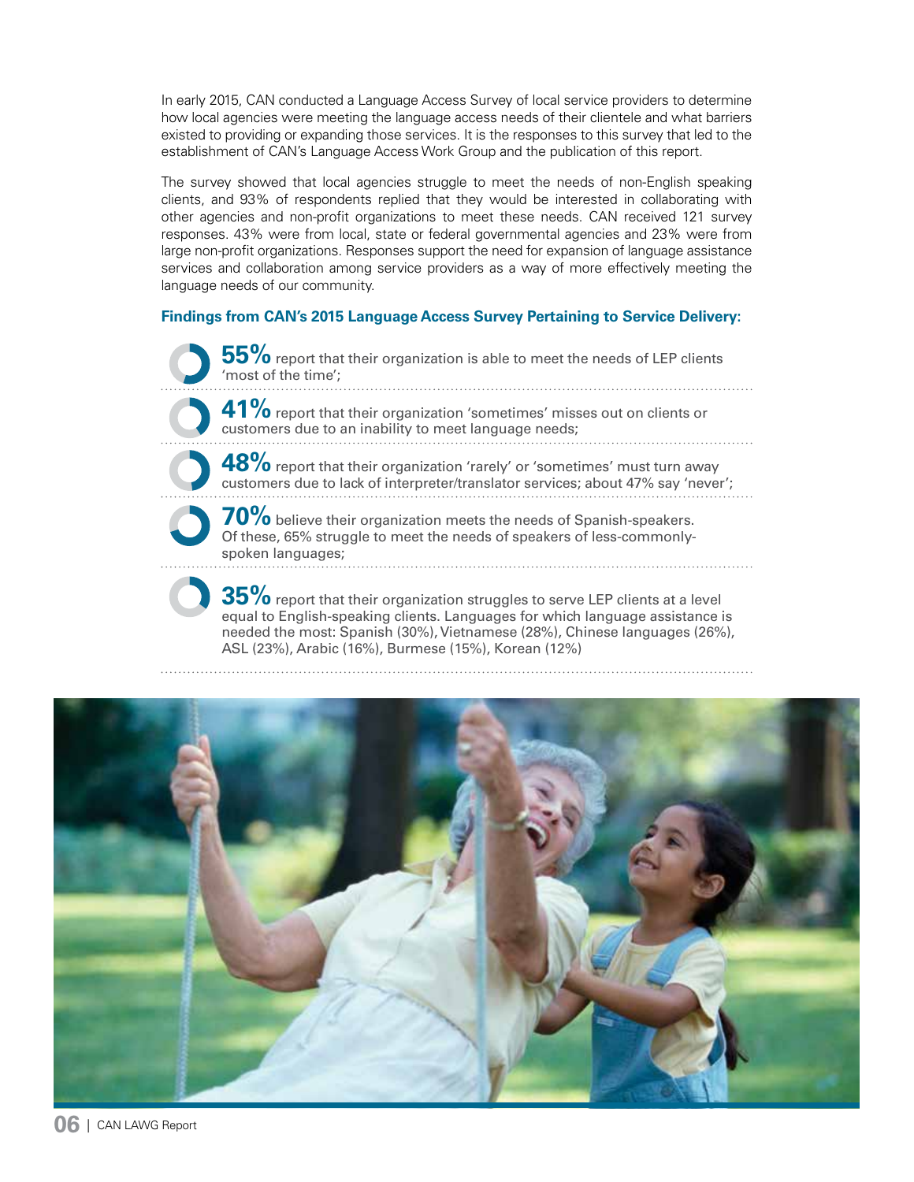In early 2015, CAN conducted a Language Access Survey of local service providers to determine how local agencies were meeting the language access needs of their clientele and what barriers existed to providing or expanding those services. It is the responses to this survey that led to the establishment of CAN's Language Access Work Group and the publication of this report.

The survey showed that local agencies struggle to meet the needs of non-English speaking clients, and 93% of respondents replied that they would be interested in collaborating with other agencies and non-profit organizations to meet these needs. CAN received 121 survey responses. 43% were from local, state or federal governmental agencies and 23% were from large non-profit organizations. Responses support the need for expansion of language assistance services and collaboration among service providers as a way of more effectively meeting the language needs of our community.

### Findings from CAN's 2015 Language Access Survey Pertaining to Service Delivery:

**55%** report that their organization is able to meet the needs of LEP clients 'most of the time';

**41%** report that their organization 'sometimes' misses out on clients or customers due to an inability to meet language needs;

**48%** report that their organization 'rarely' or 'sometimes' must turn away customers due to lack of interpreter/translator services; about 47% say 'never';

**70%** believe their organization meets the needs of Spanish-speakers. Of these, 65% struggle to meet the needs of speakers of less-commonly-spoken languages;

**35%** report that their organization struggles to serve LEP clients at a level equal to English-speaking clients. Languages for which language assistance is needed the most: Spanish (30%), Vietnamese (28%), Chinese languages (26%), ASL (23%), Arabic (16%), Burmese (15%), Korean (12%)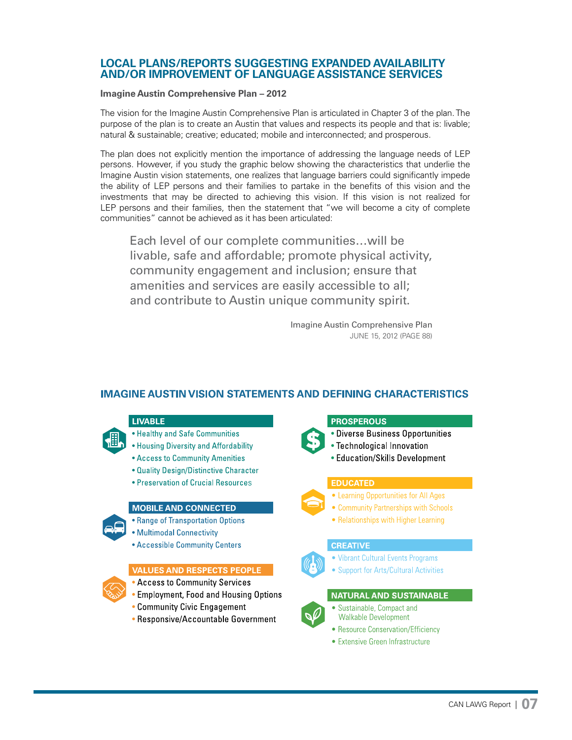## LOCAL PLANS/REPORTS SUGGESTING EXPANDED AVAILABILITY AND/OR IMPROVEMENT OF LANGUAGE ASSISTANCE SERVICES

**Imagine Austin Comprehensive Plan – 2012**

The vision for the Imagine Austin Comprehensive Plan is articulated in Chapter 3 of the plan. The purpose of the plan is to create an Austin that values and respects its people and that is: livable; natural & sustainable; creative; educated; mobile and interconnected; and prosperous.

The plan does not explicitly mention the importance of addressing the language needs of LEP persons. However, if you study the graphic below showing the characteristics that underlie the Imagine Austin vision statements, one realizes that language barriers could significantly impede the ability of LEP persons and their families to partake in the benefits of this vision and the investments that may be directed to achieving this vision. If this vision is not realized for LEP persons and their families, then the statement that "we will become a city of complete communities" cannot be achieved as it has been articulated:

> Each level of our complete communities...will be livable, safe and affordable; promote physical activity, community engagement and inclusion; ensure that amenities and services are easily accessible to all; and contribute to Austin unique community spirit.
>
> Imagine Austin Comprehensive Plan
> JUNE 15, 2012 (PAGE 88)

### IMAGINE AUSTIN VISION STATEMENTS AND DEFINING CHARACTERISTICS

**LIVABLE**
- Healthy and Safe Communities
- Housing Diversity and Affordability
- Access to Community Amenities
- Quality Design/Distinctive Character
- Preservation of Crucial Resources

**MOBILE AND CONNECTED**
- Range of Transportation Options
- Multimodal Connectivity
- Accessible Community Centers

**VALUES AND RESPECTS PEOPLE**
- Access to Community Services
- Employment, Food and Housing Options
- Community Civic Engagement
- Responsive/Accountable Government

**PROSPEROUS**
- Diverse Business Opportunities
- Technological Innovation
- Education/Skills Development

**EDUCATED**
- Learning Opportunities for All Ages
- Community Partnerships with Schools
- Relationships with Higher Learning

**CREATIVE**
- Vibrant Cultural Events Programs
- Support for Arts/Cultural Activities

**NATURAL AND SUSTAINABLE**
- Sustainable, Compact and Walkable Development
- Resource Conservation/Efficiency
- Extensive Green Infrastructure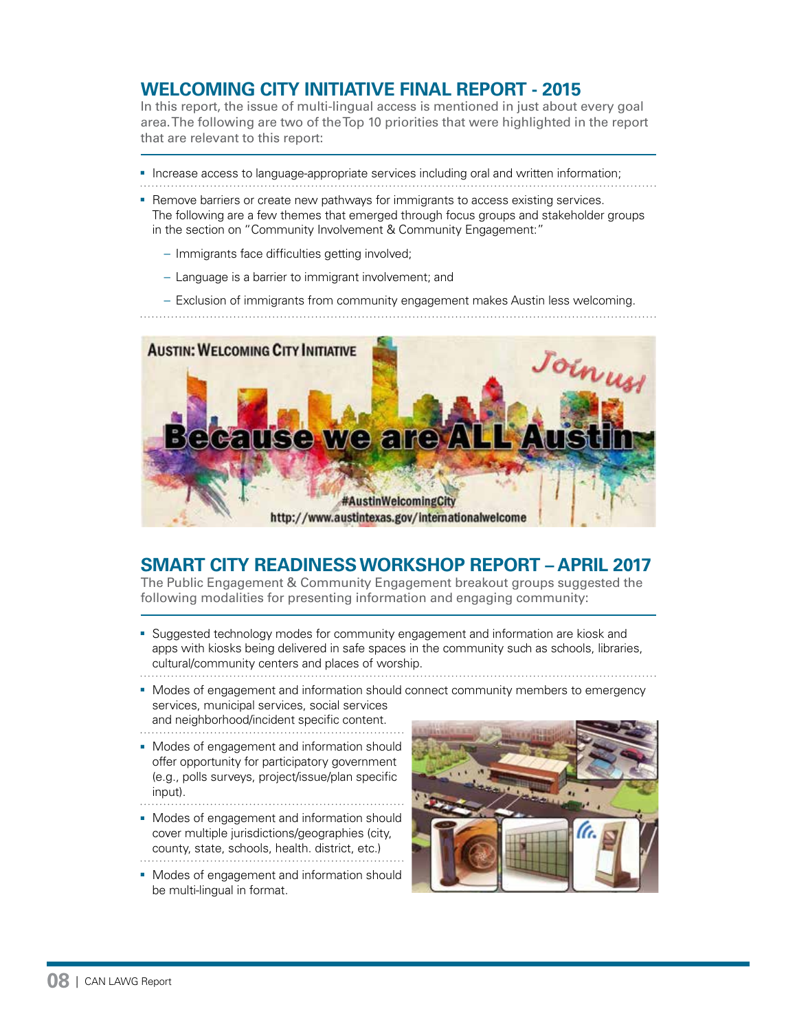## WELCOMING CITY INITIATIVE FINAL REPORT - 2015

In this report, the issue of multi-lingual access is mentioned in just about every goal area. The following are two of the Top 10 priorities that were highlighted in the report that are relevant to this report:

- Increase access to language-appropriate services including oral and written information;
- Remove barriers or create new pathways for immigrants to access existing services. The following are a few themes that emerged through focus groups and stakeholder groups in the section on "Community Involvement & Community Engagement:"
  - Immigrants face difficulties getting involved;
  - Language is a barrier to immigrant involvement; and
  - Exclusion of immigrants from community engagement makes Austin less welcoming.

## SMART CITY READINESS WORKSHOP REPORT – APRIL 2017

The Public Engagement & Community Engagement breakout groups suggested the following modalities for presenting information and engaging community:

- Suggested technology modes for community engagement and information are kiosk and apps with kiosks being delivered in safe spaces in the community such as schools, libraries, cultural/community centers and places of worship.
- Modes of engagement and information should connect community members to emergency services, municipal services, social services and neighborhood/incident specific content.
- Modes of engagement and information should offer opportunity for participatory government (e.g., polls surveys, project/issue/plan specific input).
- Modes of engagement and information should cover multiple jurisdictions/geographies (city, county, state, schools, health. district, etc.)
- Modes of engagement and information should be multi-lingual in format.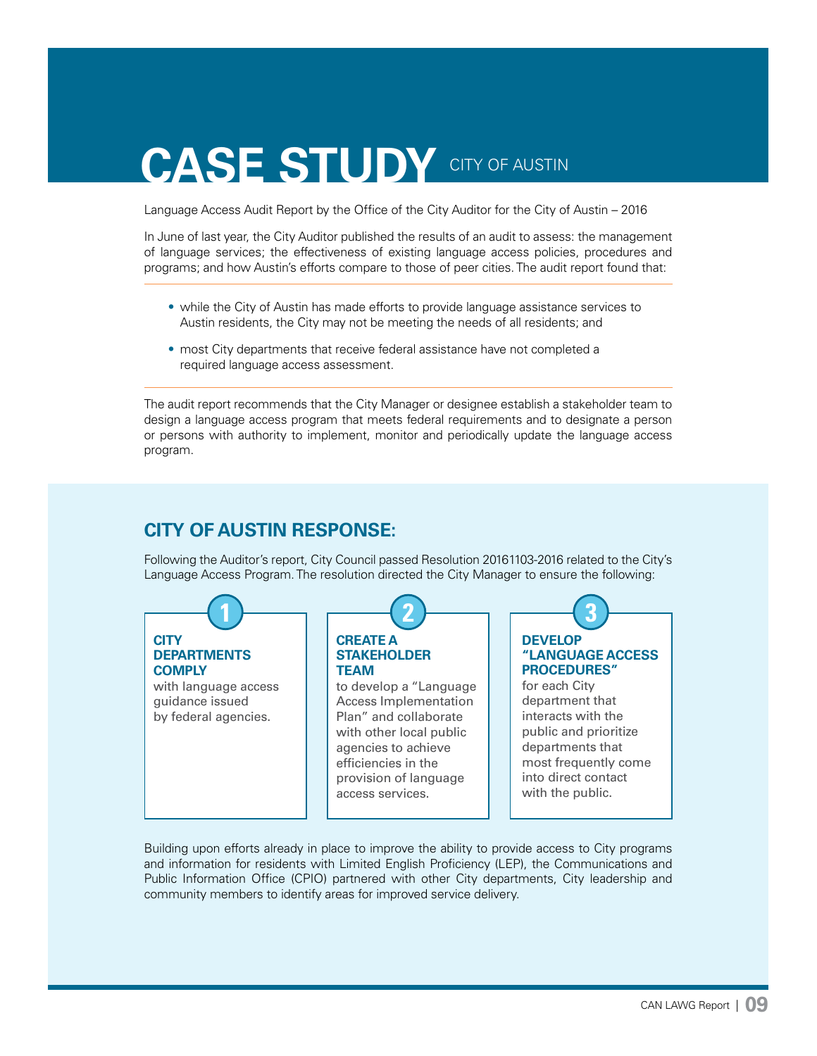# CASE STUDY CITY OF AUSTIN

Language Access Audit Report by the Office of the City Auditor for the City of Austin – 2016

In June of last year, the City Auditor published the results of an audit to assess: the management of language services; the effectiveness of existing language access policies, procedures and programs; and how Austin's efforts compare to those of peer cities. The audit report found that:

- while the City of Austin has made efforts to provide language assistance services to Austin residents, the City may not be meeting the needs of all residents; and
- most City departments that receive federal assistance have not completed a required language access assessment.

The audit report recommends that the City Manager or designee establish a stakeholder team to design a language access program that meets federal requirements and to designate a person or persons with authority to implement, monitor and periodically update the language access program.

## CITY OF AUSTIN RESPONSE:

Following the Auditor's report, City Council passed Resolution 20161103-2016 related to the City's Language Access Program. The resolution directed the City Manager to ensure the following:

**1**

**CITY DEPARTMENTS COMPLY** with language access guidance issued by federal agencies.

**2**

**CREATE A STAKEHOLDER TEAM** to develop a "Language Access Implementation Plan" and collaborate with other local public agencies to achieve efficiencies in the provision of language access services.

**3**

**DEVELOP "LANGUAGE ACCESS PROCEDURES"** for each City department that interacts with the public and prioritize departments that most frequently come into direct contact with the public.

Building upon efforts already in place to improve the ability to provide access to City programs and information for residents with Limited English Proficiency (LEP), the Communications and Public Information Office (CPIO) partnered with other City departments, City leadership and community members to identify areas for improved service delivery.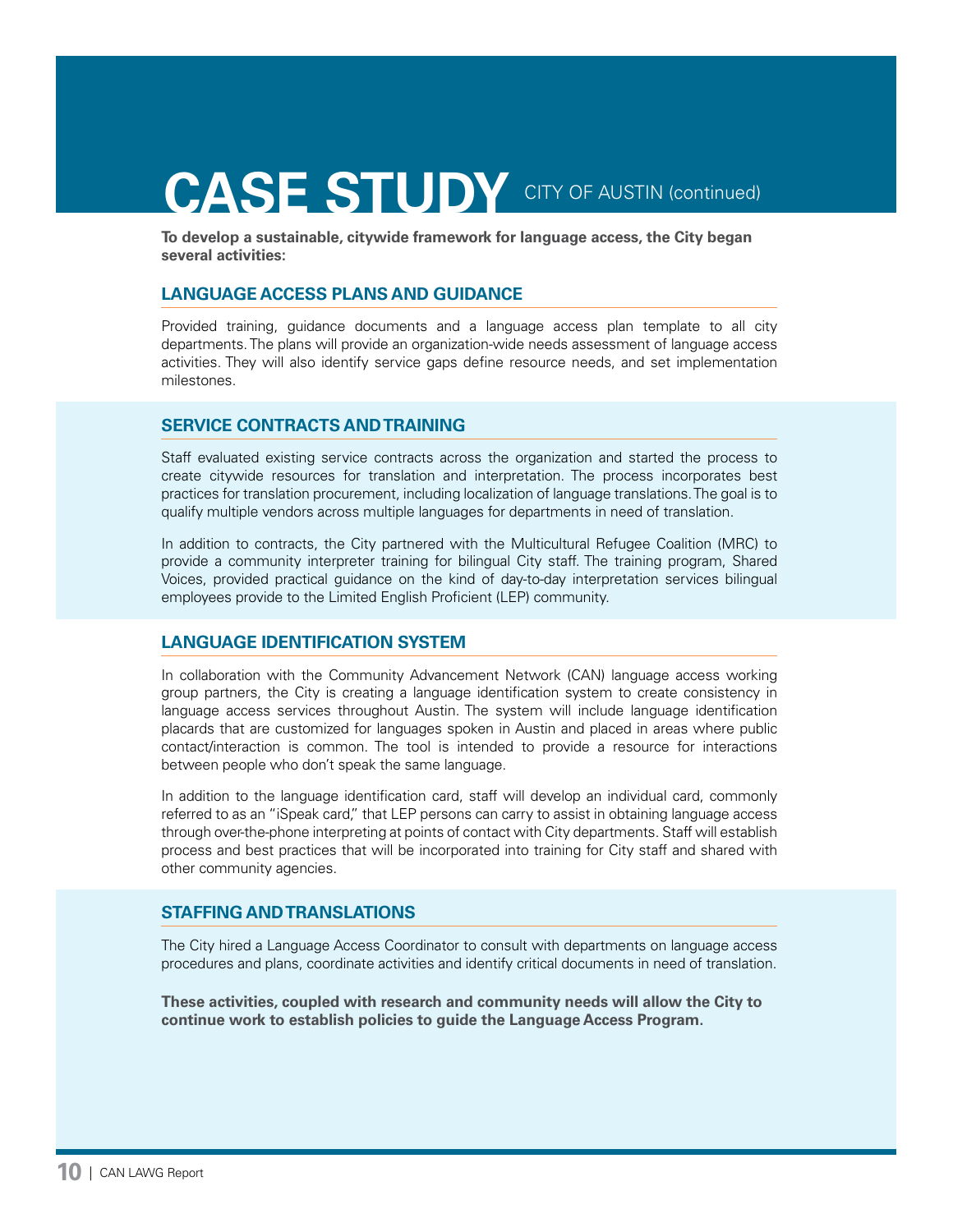# CASE STUDY CITY OF AUSTIN (continued)

**To develop a sustainable, citywide framework for language access, the City began several activities:**

## LANGUAGE ACCESS PLANS AND GUIDANCE

Provided training, guidance documents and a language access plan template to all city departments. The plans will provide an organization-wide needs assessment of language access activities. They will also identify service gaps define resource needs, and set implementation milestones.

## SERVICE CONTRACTS AND TRAINING

Staff evaluated existing service contracts across the organization and started the process to create citywide resources for translation and interpretation. The process incorporates best practices for translation procurement, including localization of language translations. The goal is to qualify multiple vendors across multiple languages for departments in need of translation.

In addition to contracts, the City partnered with the Multicultural Refugee Coalition (MRC) to provide a community interpreter training for bilingual City staff. The training program, Shared Voices, provided practical guidance on the kind of day-to-day interpretation services bilingual employees provide to the Limited English Proficient (LEP) community.

## LANGUAGE IDENTIFICATION SYSTEM

In collaboration with the Community Advancement Network (CAN) language access working group partners, the City is creating a language identification system to create consistency in language access services throughout Austin. The system will include language identification placards that are customized for languages spoken in Austin and placed in areas where public contact/interaction is common. The tool is intended to provide a resource for interactions between people who don't speak the same language.

In addition to the language identification card, staff will develop an individual card, commonly referred to as an "iSpeak card," that LEP persons can carry to assist in obtaining language access through over-the-phone interpreting at points of contact with City departments. Staff will establish process and best practices that will be incorporated into training for City staff and shared with other community agencies.

## STAFFING AND TRANSLATIONS

The City hired a Language Access Coordinator to consult with departments on language access procedures and plans, coordinate activities and identify critical documents in need of translation.

**These activities, coupled with research and community needs will allow the City to continue work to establish policies to guide the Language Access Program.**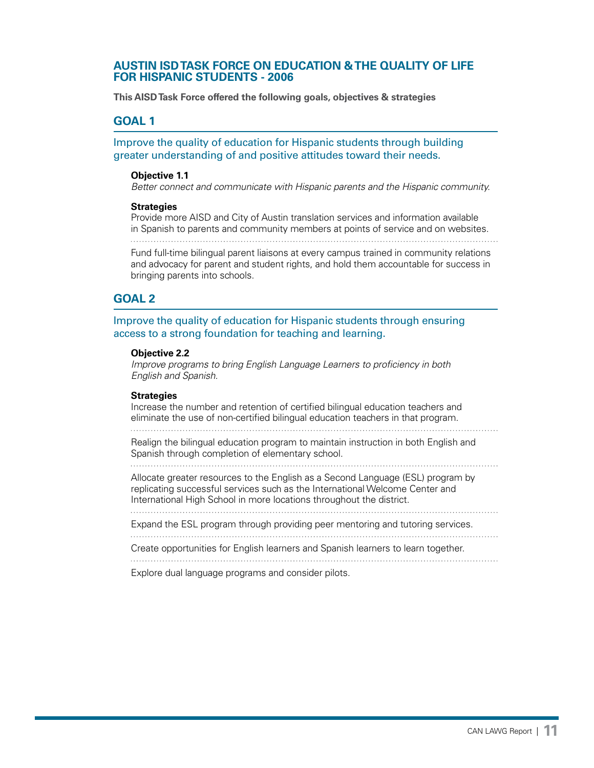## AUSTIN ISD TASK FORCE ON EDUCATION & THE QUALITY OF LIFE FOR HISPANIC STUDENTS - 2006

**This AISD Task Force offered the following goals, objectives & strategies**

### GOAL 1

Improve the quality of education for Hispanic students through building greater understanding of and positive attitudes toward their needs.

**Objective 1.1**
*Better connect and communicate with Hispanic parents and the Hispanic community.*

**Strategies**

Provide more AISD and City of Austin translation services and information available in Spanish to parents and community members at points of service and on websites.

Fund full-time bilingual parent liaisons at every campus trained in community relations and advocacy for parent and student rights, and hold them accountable for success in bringing parents into schools.

### GOAL 2

Improve the quality of education for Hispanic students through ensuring access to a strong foundation for teaching and learning.

**Objective 2.2**
*Improve programs to bring English Language Learners to proficiency in both English and Spanish.*

**Strategies**

Increase the number and retention of certified bilingual education teachers and eliminate the use of non-certified bilingual education teachers in that program.

Realign the bilingual education program to maintain instruction in both English and Spanish through completion of elementary school.

Allocate greater resources to the English as a Second Language (ESL) program by replicating successful services such as the International Welcome Center and International High School in more locations throughout the district.

Expand the ESL program through providing peer mentoring and tutoring services.

Create opportunities for English learners and Spanish learners to learn together.

Explore dual language programs and consider pilots.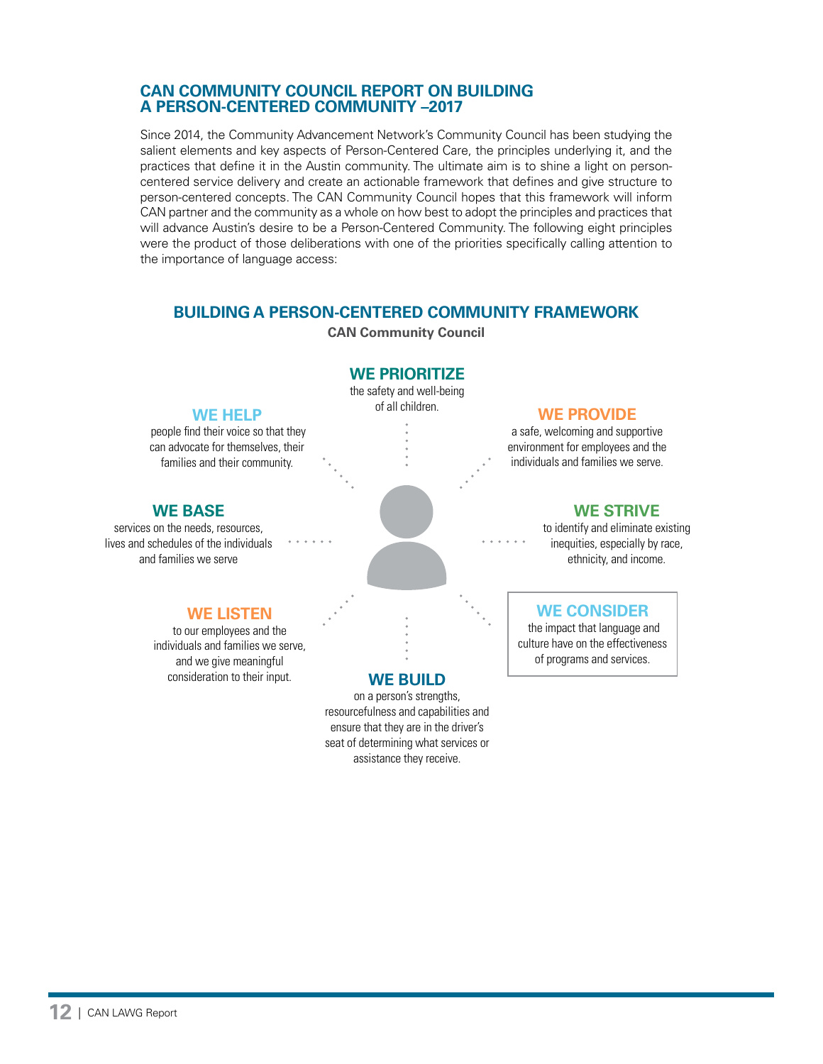## CAN COMMUNITY COUNCIL REPORT ON BUILDING A PERSON-CENTERED COMMUNITY –2017

Since 2014, the Community Advancement Network's Community Council has been studying the salient elements and key aspects of Person-Centered Care, the principles underlying it, and the practices that define it in the Austin community. The ultimate aim is to shine a light on person-centered service delivery and create an actionable framework that defines and give structure to person-centered concepts. The CAN Community Council hopes that this framework will inform CAN partner and the community as a whole on how best to adopt the principles and practices that will advance Austin's desire to be a Person-Centered Community. The following eight principles were the product of those deliberations with one of the priorities specifically calling attention to the importance of language access:

### BUILDING A PERSON-CENTERED COMMUNITY FRAMEWORK

**CAN Community Council**

**WE PRIORITIZE** the safety and well-being of all children.

**WE PROVIDE** a safe, welcoming and supportive environment for employees and the individuals and families we serve.

**WE STRIVE** to identify and eliminate existing inequities, especially by race, ethnicity, and income.

**WE CONSIDER** the impact that language and culture have on the effectiveness of programs and services.

**WE BUILD** on a person's strengths, resourcefulness and capabilities and ensure that they are in the driver's seat of determining what services or assistance they receive.

**WE LISTEN** to our employees and the individuals and families we serve, and we give meaningful consideration to their input.

**WE BASE** services on the needs, resources, lives and schedules of the individuals and families we serve

**WE HELP** people find their voice so that they can advocate for themselves, their families and their community.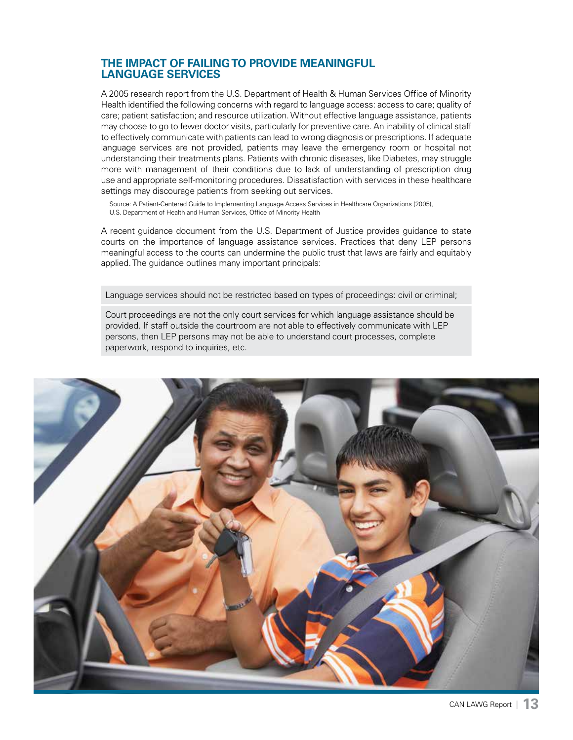## THE IMPACT OF FAILING TO PROVIDE MEANINGFUL LANGUAGE SERVICES

A 2005 research report from the U.S. Department of Health & Human Services Office of Minority Health identified the following concerns with regard to language access: access to care; quality of care; patient satisfaction; and resource utilization. Without effective language assistance, patients may choose to go to fewer doctor visits, particularly for preventive care. An inability of clinical staff to effectively communicate with patients can lead to wrong diagnosis or prescriptions. If adequate language services are not provided, patients may leave the emergency room or hospital not understanding their treatments plans. Patients with chronic diseases, like Diabetes, may struggle more with management of their conditions due to lack of understanding of prescription drug use and appropriate self-monitoring procedures. Dissatisfaction with services in these healthcare settings may discourage patients from seeking out services.

Source: A Patient-Centered Guide to Implementing Language Access Services in Healthcare Organizations (2005), U.S. Department of Health and Human Services, Office of Minority Health

A recent guidance document from the U.S. Department of Justice provides guidance to state courts on the importance of language assistance services. Practices that deny LEP persons meaningful access to the courts can undermine the public trust that laws are fairly and equitably applied. The guidance outlines many important principals:

Language services should not be restricted based on types of proceedings: civil or criminal;

Court proceedings are not the only court services for which language assistance should be provided. If staff outside the courtroom are not able to effectively communicate with LEP persons, then LEP persons may not be able to understand court processes, complete paperwork, respond to inquiries, etc.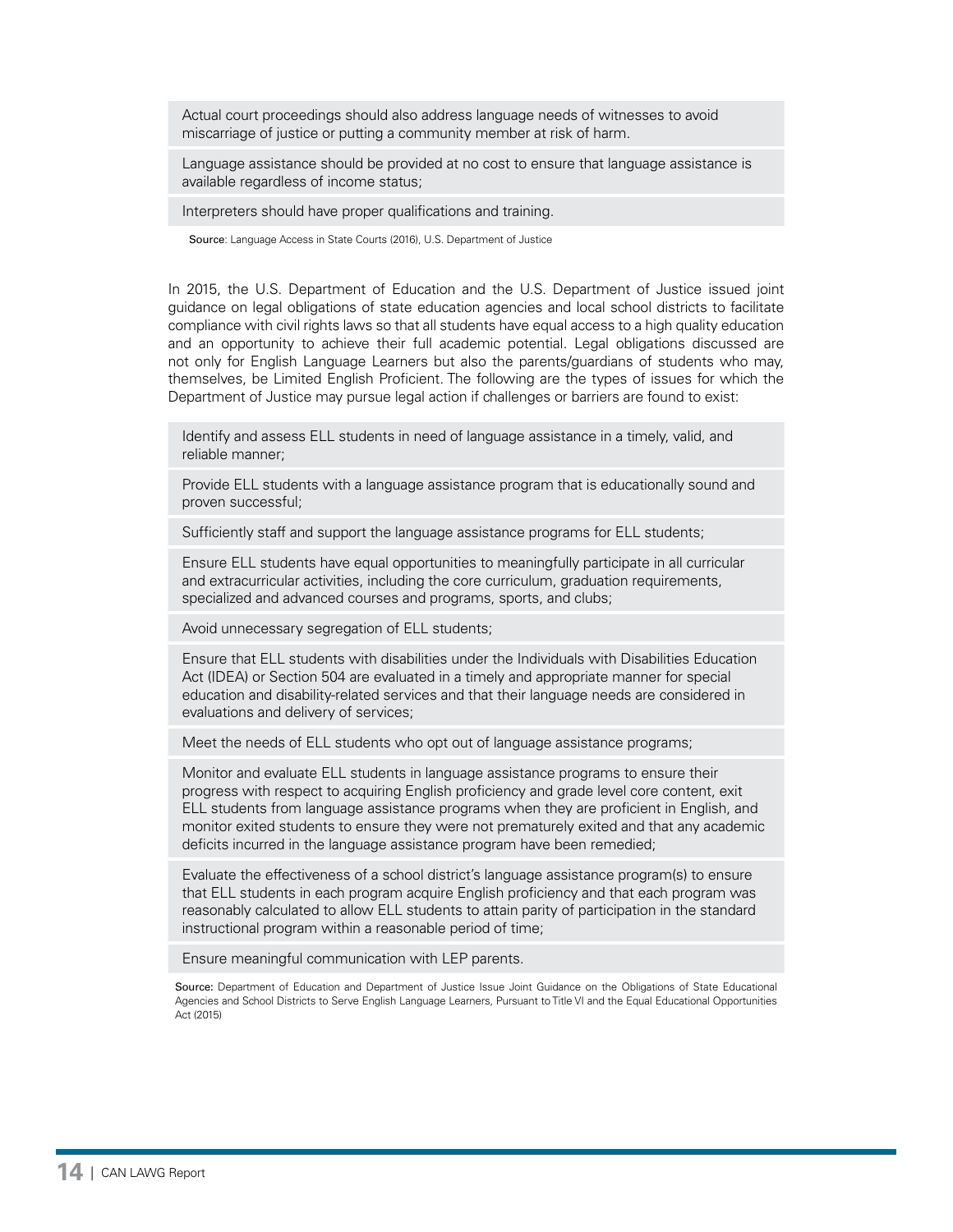- Actual court proceedings should also address language needs of witnesses to avoid miscarriage of justice or putting a community member at risk of harm.
- Language assistance should be provided at no cost to ensure that language assistance is available regardless of income status;
- Interpreters should have proper qualifications and training.

**Source**: Language Access in State Courts (2016), U.S. Department of Justice

In 2015, the U.S. Department of Education and the U.S. Department of Justice issued joint guidance on legal obligations of state education agencies and local school districts to facilitate compliance with civil rights laws so that all students have equal access to a high quality education and an opportunity to achieve their full academic potential. Legal obligations discussed are not only for English Language Learners but also the parents/guardians of students who may, themselves, be Limited English Proficient. The following are the types of issues for which the Department of Justice may pursue legal action if challenges or barriers are found to exist:

- Identify and assess ELL students in need of language assistance in a timely, valid, and reliable manner;
- Provide ELL students with a language assistance program that is educationally sound and proven successful;
- Sufficiently staff and support the language assistance programs for ELL students;
- Ensure ELL students have equal opportunities to meaningfully participate in all curricular and extracurricular activities, including the core curriculum, graduation requirements, specialized and advanced courses and programs, sports, and clubs;
- Avoid unnecessary segregation of ELL students;
- Ensure that ELL students with disabilities under the Individuals with Disabilities Education Act (IDEA) or Section 504 are evaluated in a timely and appropriate manner for special education and disability-related services and that their language needs are considered in evaluations and delivery of services;
- Meet the needs of ELL students who opt out of language assistance programs;
- Monitor and evaluate ELL students in language assistance programs to ensure their progress with respect to acquiring English proficiency and grade level core content, exit ELL students from language assistance programs when they are proficient in English, and monitor exited students to ensure they were not prematurely exited and that any academic deficits incurred in the language assistance program have been remedied;
- Evaluate the effectiveness of a school district's language assistance program(s) to ensure that ELL students in each program acquire English proficiency and that each program was reasonably calculated to allow ELL students to attain parity of participation in the standard instructional program within a reasonable period of time;
- Ensure meaningful communication with LEP parents.

**Source:** Department of Education and Department of Justice Issue Joint Guidance on the Obligations of State Educational Agencies and School Districts to Serve English Language Learners, Pursuant to Title VI and the Equal Educational Opportunities Act (2015)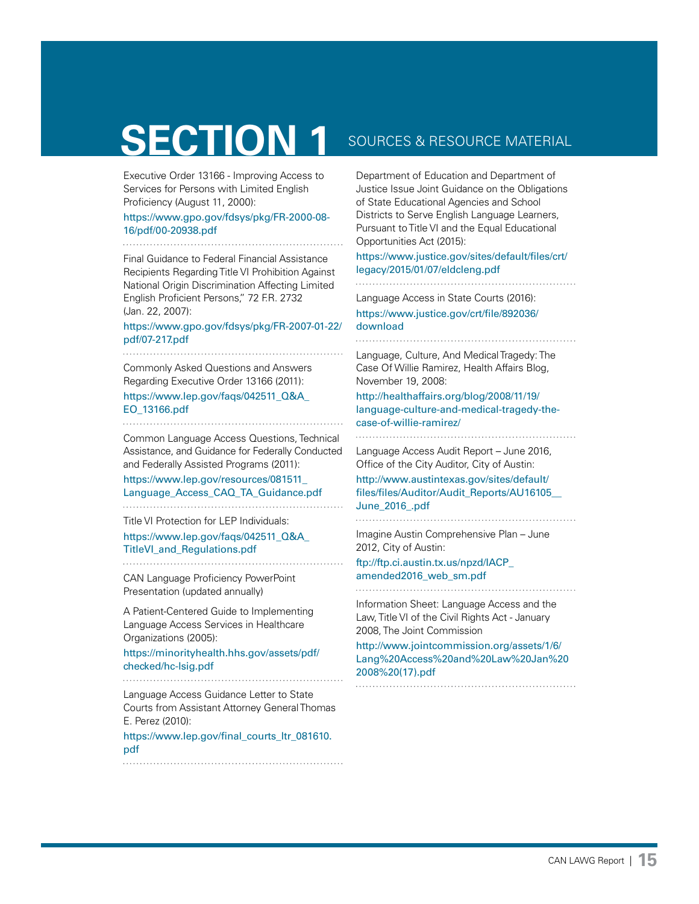# SECTION 1 SOURCES & RESOURCE MATERIAL

Executive Order 13166 - Improving Access to Services for Persons with Limited English Proficiency (August 11, 2000):

https://www.gpo.gov/fdsys/pkg/FR-2000-08-16/pdf/00-20938.pdf

Final Guidance to Federal Financial Assistance Recipients Regarding Title VI Prohibition Against National Origin Discrimination Affecting Limited English Proficient Persons," 72 F.R. 2732 (Jan. 22, 2007):

https://www.gpo.gov/fdsys/pkg/FR-2007-01-22/pdf/07-217.pdf

Commonly Asked Questions and Answers Regarding Executive Order 13166 (2011):

https://www.lep.gov/faqs/042511_Q&A_EO_13166.pdf

Common Language Access Questions, Technical Assistance, and Guidance for Federally Conducted and Federally Assisted Programs (2011):

https://www.lep.gov/resources/081511_Language_Access_CAQ_TA_Guidance.pdf

Title VI Protection for LEP Individuals:

https://www.lep.gov/faqs/042511_Q&A_TitleVI_and_Regulations.pdf

CAN Language Proficiency PowerPoint Presentation (updated annually)

A Patient-Centered Guide to Implementing Language Access Services in Healthcare Organizations (2005):

https://minorityhealth.hhs.gov/assets/pdf/checked/hc-lsig.pdf

Language Access Guidance Letter to State Courts from Assistant Attorney General Thomas E. Perez (2010):

https://www.lep.gov/final_courts_ltr_081610.pdf

Department of Education and Department of Justice Issue Joint Guidance on the Obligations of State Educational Agencies and School Districts to Serve English Language Learners, Pursuant to Title VI and the Equal Educational Opportunities Act (2015):

https://www.justice.gov/sites/default/files/crt/legacy/2015/01/07/eldcleng.pdf

Language Access in State Courts (2016):

https://www.justice.gov/crt/file/892036/download

Language, Culture, And Medical Tragedy: The Case Of Willie Ramirez, Health Affairs Blog, November 19, 2008:

http://healthaffairs.org/blog/2008/11/19/language-culture-and-medical-tragedy-the-case-of-willie-ramirez/

Language Access Audit Report – June 2016, Office of the City Auditor, City of Austin:

http://www.austintexas.gov/sites/default/files/files/Auditor/Audit_Reports/AU16105__June_2016_.pdf

Imagine Austin Comprehensive Plan – June 2012, City of Austin:

ftp://ftp.ci.austin.tx.us/npzd/IACP_amended2016_web_sm.pdf

Information Sheet: Language Access and the Law, Title VI of the Civil Rights Act - January 2008, The Joint Commission

http://www.jointcommission.org/assets/1/6/Lang%20Access%20and%20Law%20Jan%202008%20(17).pdf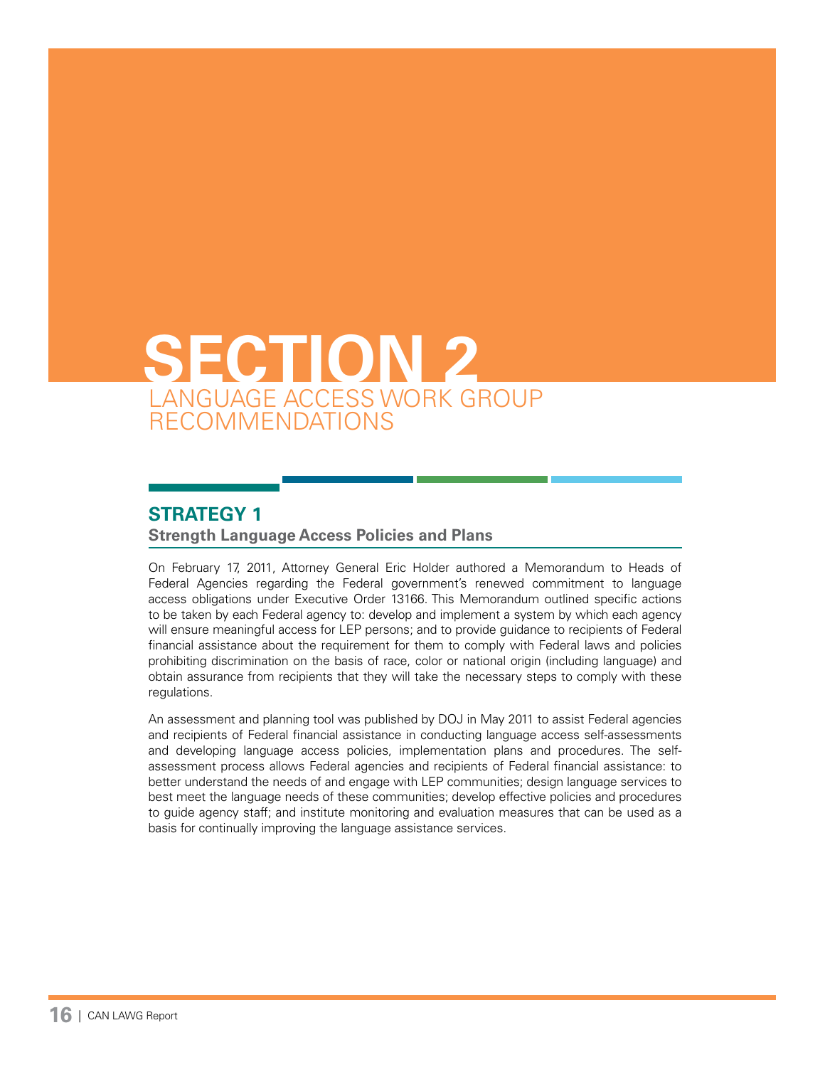# SECTION 2

## LANGUAGE ACCESS WORK GROUP RECOMMENDATIONS

### STRATEGY 1

**Strength Language Access Policies and Plans**

On February 17, 2011, Attorney General Eric Holder authored a Memorandum to Heads of Federal Agencies regarding the Federal government's renewed commitment to language access obligations under Executive Order 13166. This Memorandum outlined specific actions to be taken by each Federal agency to: develop and implement a system by which each agency will ensure meaningful access for LEP persons; and to provide guidance to recipients of Federal financial assistance about the requirement for them to comply with Federal laws and policies prohibiting discrimination on the basis of race, color or national origin (including language) and obtain assurance from recipients that they will take the necessary steps to comply with these regulations.

An assessment and planning tool was published by DOJ in May 2011 to assist Federal agencies and recipients of Federal financial assistance in conducting language access self-assessments and developing language access policies, implementation plans and procedures. The self-assessment process allows Federal agencies and recipients of Federal financial assistance: to better understand the needs of and engage with LEP communities; design language services to best meet the language needs of these communities; develop effective policies and procedures to guide agency staff; and institute monitoring and evaluation measures that can be used as a basis for continually improving the language assistance services.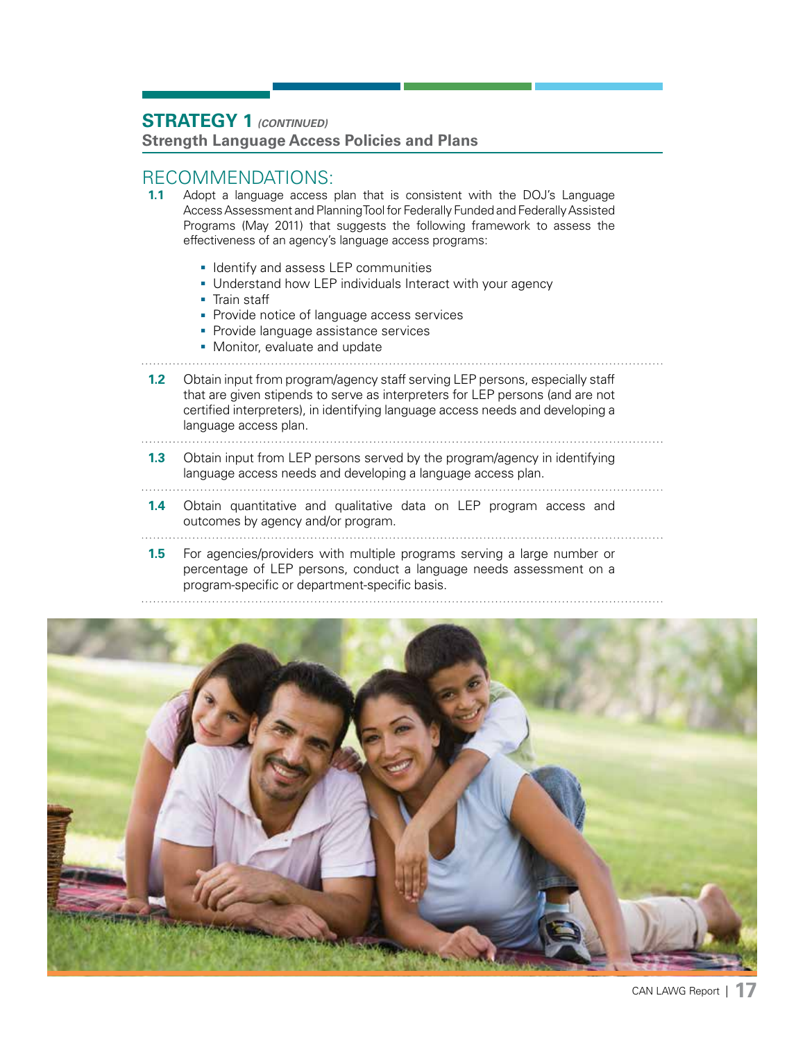## STRATEGY 1 *(CONTINUED)*

**Strength Language Access Policies and Plans**

### RECOMMENDATIONS:

**1.1** Adopt a language access plan that is consistent with the DOJ's Language Access Assessment and Planning Tool for Federally Funded and Federally Assisted Programs (May 2011) that suggests the following framework to assess the effectiveness of an agency's language access programs:

- Identify and assess LEP communities
- Understand how LEP individuals Interact with your agency
- Train staff
- Provide notice of language access services
- Provide language assistance services
- Monitor, evaluate and update

**1.2** Obtain input from program/agency staff serving LEP persons, especially staff that are given stipends to serve as interpreters for LEP persons (and are not certified interpreters), in identifying language access needs and developing a language access plan.

**1.3** Obtain input from LEP persons served by the program/agency in identifying language access needs and developing a language access plan.

**1.4** Obtain quantitative and qualitative data on LEP program access and outcomes by agency and/or program.

**1.5** For agencies/providers with multiple programs serving a large number or percentage of LEP persons, conduct a language needs assessment on a program-specific or department-specific basis.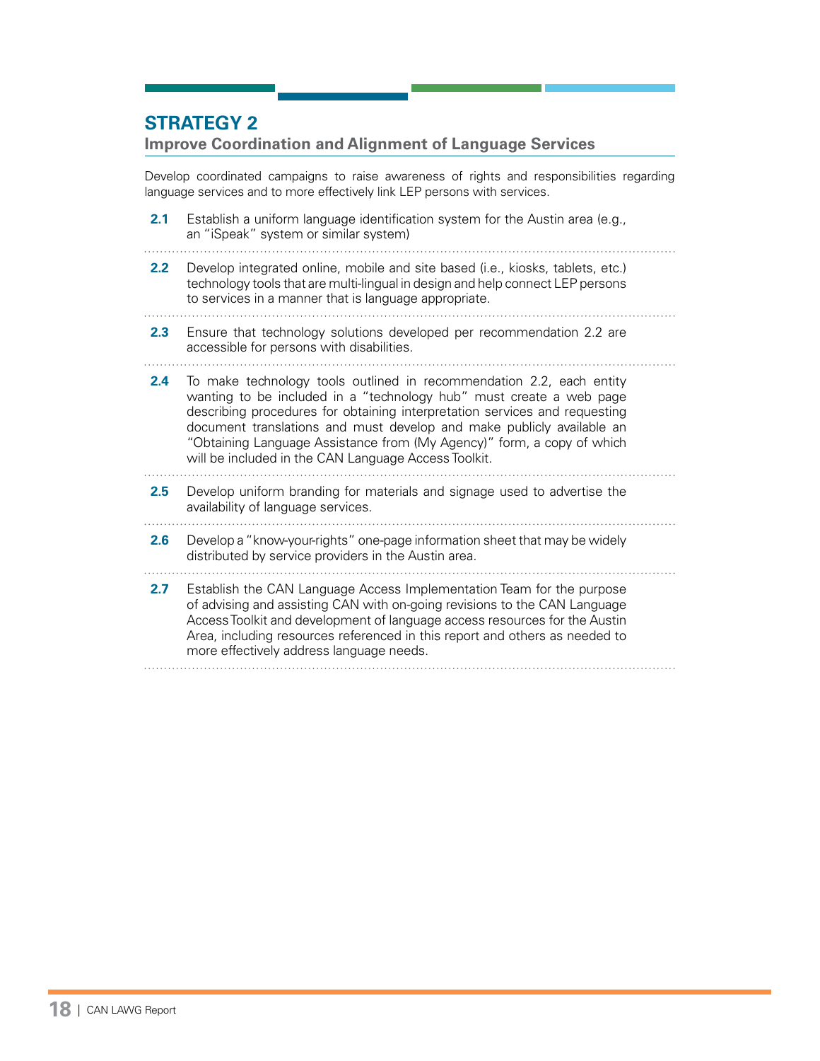## STRATEGY 2

### Improve Coordination and Alignment of Language Services

Develop coordinated campaigns to raise awareness of rights and responsibilities regarding language services and to more effectively link LEP persons with services.

**2.1** Establish a uniform language identification system for the Austin area (e.g., an "iSpeak" system or similar system)

**2.2** Develop integrated online, mobile and site based (i.e., kiosks, tablets, etc.) technology tools that are multi-lingual in design and help connect LEP persons to services in a manner that is language appropriate.

**2.3** Ensure that technology solutions developed per recommendation 2.2 are accessible for persons with disabilities.

**2.4** To make technology tools outlined in recommendation 2.2, each entity wanting to be included in a "technology hub" must create a web page describing procedures for obtaining interpretation services and requesting document translations and must develop and make publicly available an "Obtaining Language Assistance from (My Agency)" form, a copy of which will be included in the CAN Language Access Toolkit.

**2.5** Develop uniform branding for materials and signage used to advertise the availability of language services.

**2.6** Develop a "know-your-rights" one-page information sheet that may be widely distributed by service providers in the Austin area.

**2.7** Establish the CAN Language Access Implementation Team for the purpose of advising and assisting CAN with on-going revisions to the CAN Language Access Toolkit and development of language access resources for the Austin Area, including resources referenced in this report and others as needed to more effectively address language needs.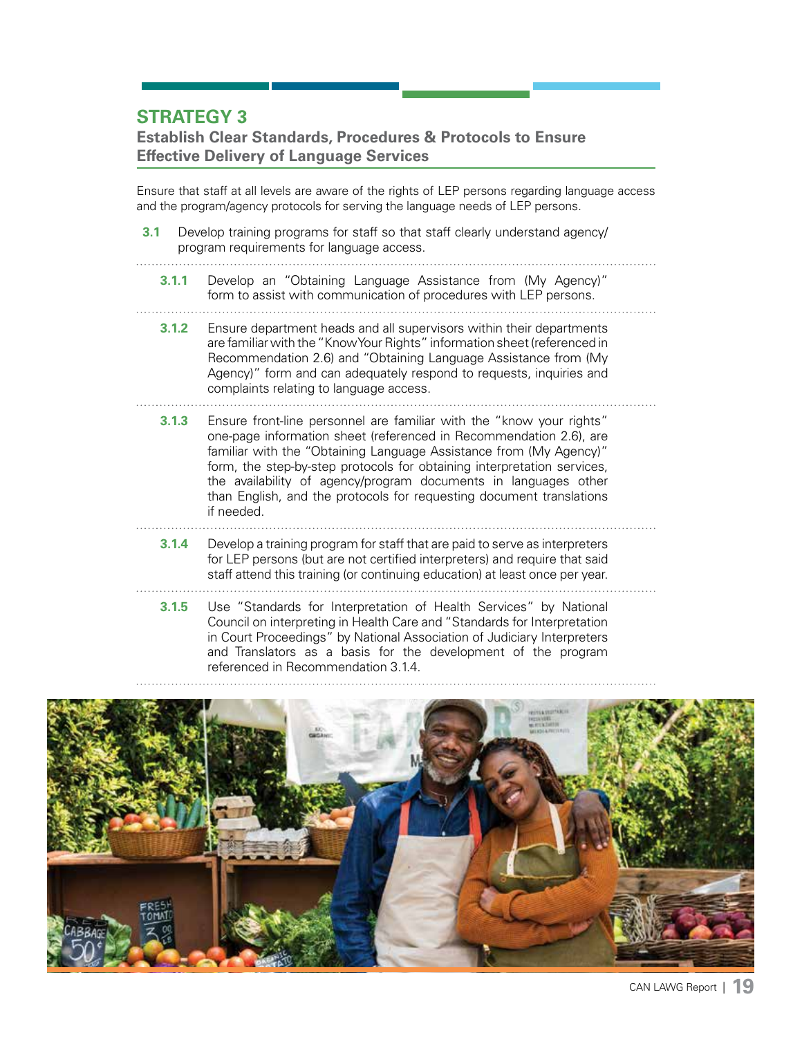## STRATEGY 3

### Establish Clear Standards, Procedures & Protocols to Ensure Effective Delivery of Language Services

Ensure that staff at all levels are aware of the rights of LEP persons regarding language access and the program/agency protocols for serving the language needs of LEP persons.

**3.1** Develop training programs for staff so that staff clearly understand agency/program requirements for language access.

**3.1.1** Develop an "Obtaining Language Assistance from (My Agency)" form to assist with communication of procedures with LEP persons.

**3.1.2** Ensure department heads and all supervisors within their departments are familiar with the "Know Your Rights" information sheet (referenced in Recommendation 2.6) and "Obtaining Language Assistance from (My Agency)" form and can adequately respond to requests, inquiries and complaints relating to language access.

**3.1.3** Ensure front-line personnel are familiar with the "know your rights" one-page information sheet (referenced in Recommendation 2.6), are familiar with the "Obtaining Language Assistance from (My Agency)" form, the step-by-step protocols for obtaining interpretation services, the availability of agency/program documents in languages other than English, and the protocols for requesting document translations if needed.

**3.1.4** Develop a training program for staff that are paid to serve as interpreters for LEP persons (but are not certified interpreters) and require that said staff attend this training (or continuing education) at least once per year.

**3.1.5** Use "Standards for Interpretation of Health Services" by National Council on interpreting in Health Care and "Standards for Interpretation in Court Proceedings" by National Association of Judiciary Interpreters and Translators as a basis for the development of the program referenced in Recommendation 3.1.4.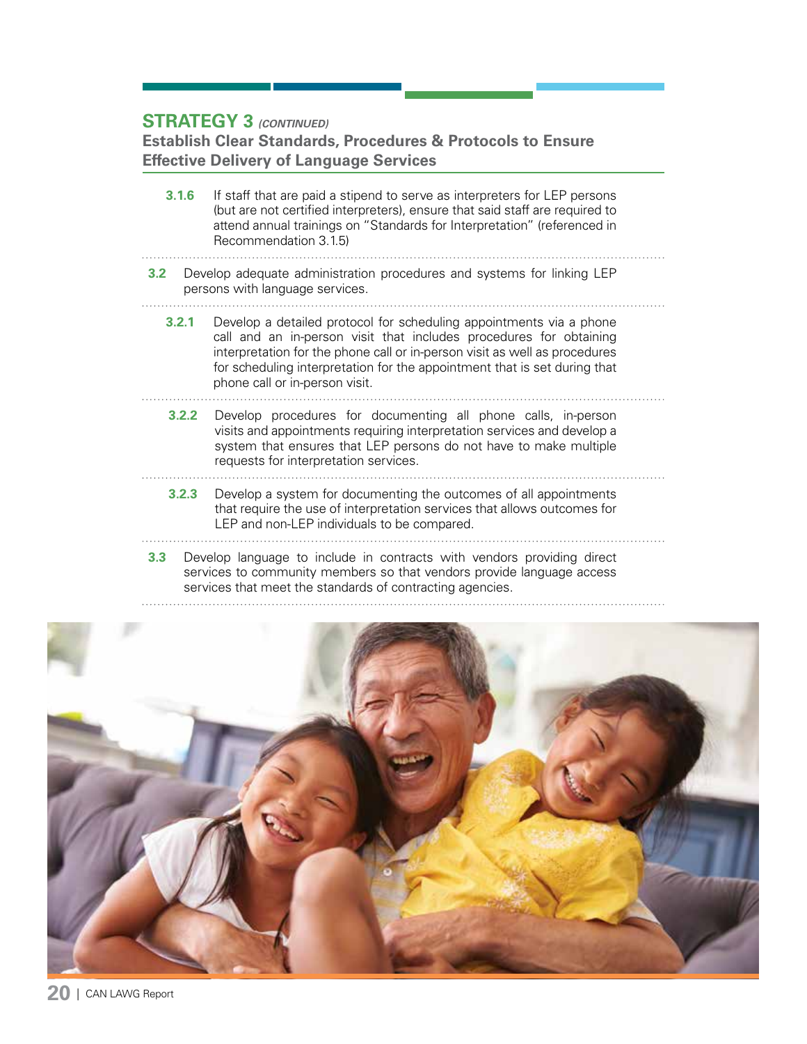## STRATEGY 3 *(CONTINUED)*

### Establish Clear Standards, Procedures & Protocols to Ensure Effective Delivery of Language Services

**3.1.6** If staff that are paid a stipend to serve as interpreters for LEP persons (but are not certified interpreters), ensure that said staff are required to attend annual trainings on "Standards for Interpretation" (referenced in Recommendation 3.1.5)

**3.2** Develop adequate administration procedures and systems for linking LEP persons with language services.

**3.2.1** Develop a detailed protocol for scheduling appointments via a phone call and an in-person visit that includes procedures for obtaining interpretation for the phone call or in-person visit as well as procedures for scheduling interpretation for the appointment that is set during that phone call or in-person visit.

**3.2.2** Develop procedures for documenting all phone calls, in-person visits and appointments requiring interpretation services and develop a system that ensures that LEP persons do not have to make multiple requests for interpretation services.

**3.2.3** Develop a system for documenting the outcomes of all appointments that require the use of interpretation services that allows outcomes for LEP and non-LEP individuals to be compared.

**3.3** Develop language to include in contracts with vendors providing direct services to community members so that vendors provide language access services that meet the standards of contracting agencies.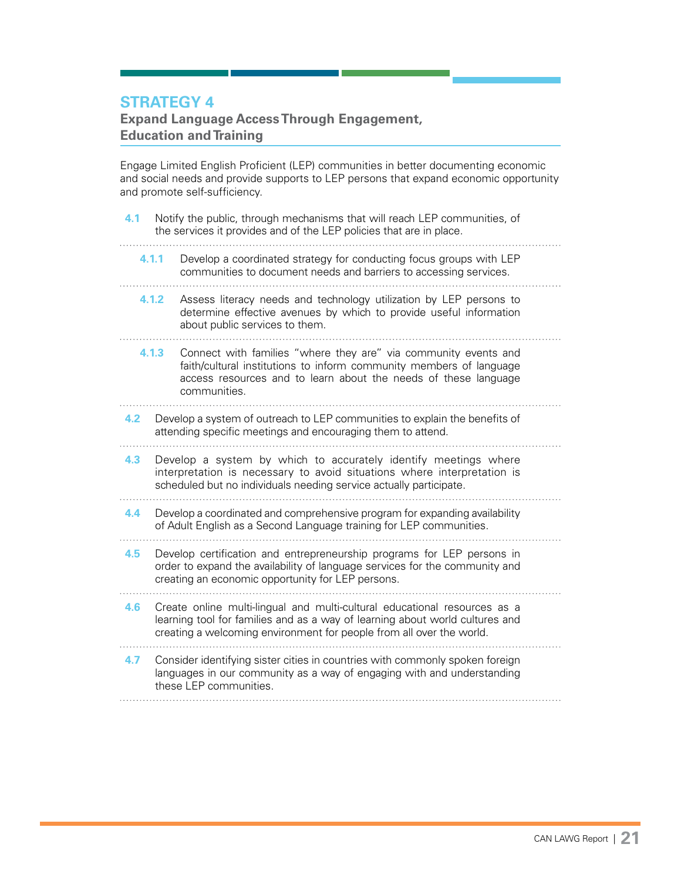## STRATEGY 4

### Expand Language Access Through Engagement, Education and Training

Engage Limited English Proficient (LEP) communities in better documenting economic and social needs and provide supports to LEP persons that expand economic opportunity and promote self-sufficiency.

**4.1** Notify the public, through mechanisms that will reach LEP communities, of the services it provides and of the LEP policies that are in place.

**4.1.1** Develop a coordinated strategy for conducting focus groups with LEP communities to document needs and barriers to accessing services.

**4.1.2** Assess literacy needs and technology utilization by LEP persons to determine effective avenues by which to provide useful information about public services to them.

**4.1.3** Connect with families "where they are" via community events and faith/cultural institutions to inform community members of language access resources and to learn about the needs of these language communities.

**4.2** Develop a system of outreach to LEP communities to explain the benefits of attending specific meetings and encouraging them to attend.

**4.3** Develop a system by which to accurately identify meetings where interpretation is necessary to avoid situations where interpretation is scheduled but no individuals needing service actually participate.

**4.4** Develop a coordinated and comprehensive program for expanding availability of Adult English as a Second Language training for LEP communities.

**4.5** Develop certification and entrepreneurship programs for LEP persons in order to expand the availability of language services for the community and creating an economic opportunity for LEP persons.

**4.6** Create online multi-lingual and multi-cultural educational resources as a learning tool for families and as a way of learning about world cultures and creating a welcoming environment for people from all over the world.

**4.7** Consider identifying sister cities in countries with commonly spoken foreign languages in our community as a way of engaging with and understanding these LEP communities.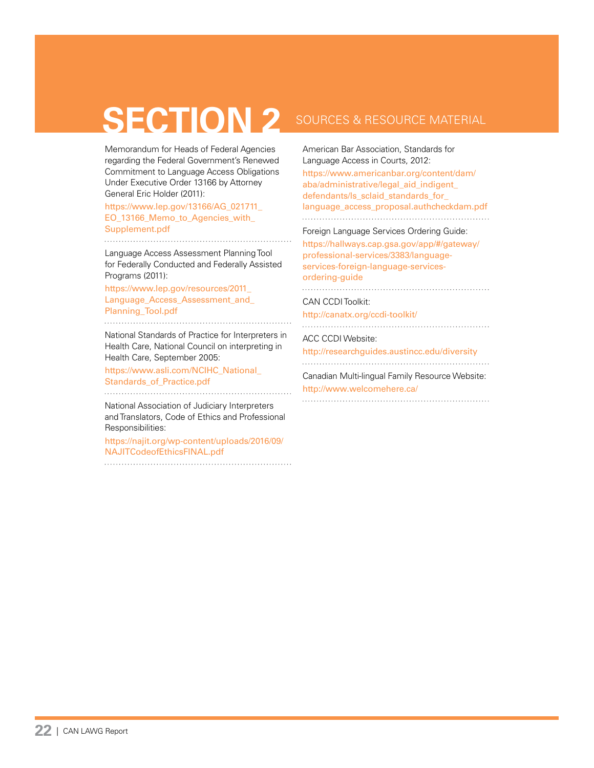# SECTION 2 SOURCES & RESOURCE MATERIAL

Memorandum for Heads of Federal Agencies regarding the Federal Government's Renewed Commitment to Language Access Obligations Under Executive Order 13166 by Attorney General Eric Holder (2011):

https://www.lep.gov/13166/AG_021711_EO_13166_Memo_to_Agencies_with_Supplement.pdf

---

Language Access Assessment Planning Tool for Federally Conducted and Federally Assisted Programs (2011):

https://www.lep.gov/resources/2011_Language_Access_Assessment_and_Planning_Tool.pdf

---

National Standards of Practice for Interpreters in Health Care, National Council on interpreting in Health Care, September 2005:

https://www.asli.com/NCIHC_National_Standards_of_Practice.pdf

---

National Association of Judiciary Interpreters and Translators, Code of Ethics and Professional Responsibilities:

https://najit.org/wp-content/uploads/2016/09/NAJITCodeofEthicsFINAL.pdf

---

American Bar Association, Standards for Language Access in Courts, 2012:

https://www.americanbar.org/content/dam/aba/administrative/legal_aid_indigent_defendants/ls_sclaid_standards_for_language_access_proposal.authcheckdam.pdf

---

Foreign Language Services Ordering Guide:

https://hallways.cap.gsa.gov/app/#/gateway/professional-services/3383/language-services-foreign-language-services-ordering-guide

---

CAN CCDI Toolkit:

http://canatx.org/ccdi-toolkit/

---

ACC CCDI Website:

http://researchguides.austincc.edu/diversity

---

Canadian Multi-lingual Family Resource Website:

http://www.welcomehere.ca/

---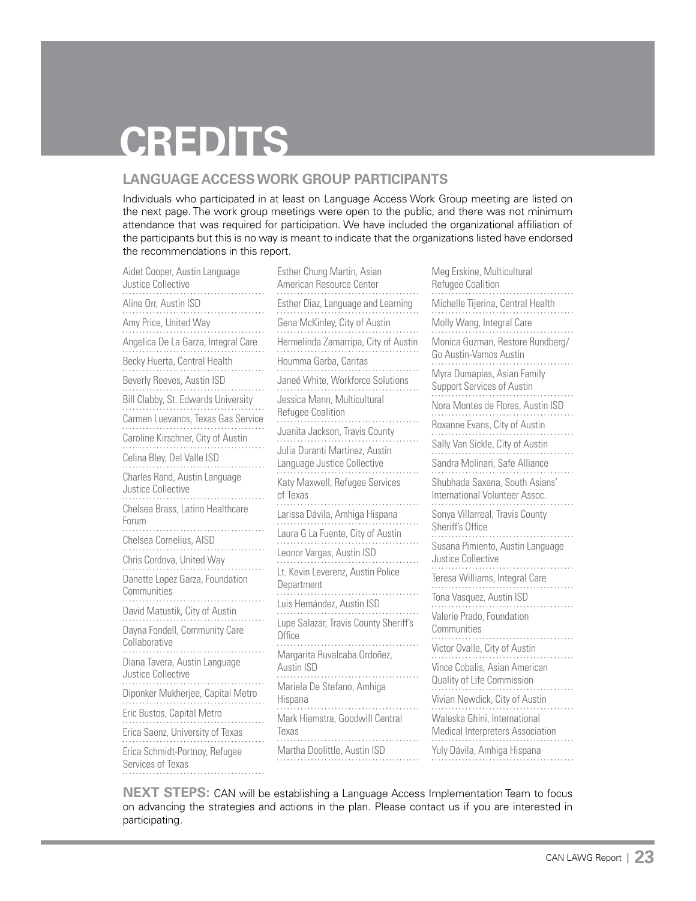# CREDITS

## LANGUAGE ACCESS WORK GROUP PARTICIPANTS

Individuals who participated in at least on Language Access Work Group meeting are listed on the next page. The work group meetings were open to the public, and there was not minimum attendance that was required for participation. We have included the organizational affiliation of the participants but this is no way is meant to indicate that the organizations listed have endorsed the recommendations in this report.

- Aidet Cooper, Austin Language Justice Collective
- Aline Orr, Austin ISD
- Amy Price, United Way
- Angelica De La Garza, Integral Care
- Becky Huerta, Central Health
- Beverly Reeves, Austin ISD
- Bill Clabby, St. Edwards University
- Carmen Luevanos, Texas Gas Service
- Caroline Kirschner, City of Austin
- Celina Bley, Del Valle ISD
- Charles Rand, Austin Language Justice Collective
- Chelsea Brass, Latino Healthcare Forum
- Chelsea Cornelius, AISD
- Chris Cordova, United Way
- Danette Lopez Garza, Foundation Communities
- David Matustik, City of Austin
- Dayna Fondell, Community Care Collaborative
- Diana Tavera, Austin Language Justice Collective
- Diponker Mukherjee, Capital Metro
- Eric Bustos, Capital Metro
- Erica Saenz, University of Texas
- Erica Schmidt-Portnoy, Refugee Services of Texas
- Esther Chung Martin, Asian American Resource Center
- Esther Diaz, Language and Learning
- Gena McKinley, City of Austin
- Hermelinda Zamarripa, City of Austin
- Houmma Garba, Caritas
- Janeé White, Workforce Solutions
- Jessica Mann, Multicultural Refugee Coalition
- Juanita Jackson, Travis County
- Julia Duranti Martinez, Austin Language Justice Collective
- Katy Maxwell, Refugee Services of Texas
- Larissa Dávila, Amhiga Hispana
- Laura G La Fuente, City of Austin
- Leonor Vargas, Austin ISD
- Lt. Kevin Leverenz, Austin Police Department
- Luis Hernández, Austin ISD
- Lupe Salazar, Travis County Sheriff's Office
- Margarita Ruvalcaba Ordoñez, Austin ISD
- Mariela De Stefano, Amhiga Hispana
- Mark Hiemstra, Goodwill Central Texas
- Martha Doolittle, Austin ISD
- Meg Erskine, Multicultural Refugee Coalition
- Michelle Tijerina, Central Health
- Molly Wang, Integral Care
- Monica Guzman, Restore Rundberg/ Go Austin-Vamos Austin
- Myra Dumapias, Asian Family Support Services of Austin
- Nora Montes de Flores, Austin ISD
- Roxanne Evans, City of Austin
- Sally Van Sickle, City of Austin
- Sandra Molinari, Safe Alliance
- Shubhada Saxena, South Asians' International Volunteer Assoc.
- Sonya Villarreal, Travis County Sheriff's Office
- Susana Pimiento, Austin Language Justice Collective
- Teresa Williams, Integral Care
- Tona Vasquez, Austin ISD
- Valerie Prado, Foundation Communities
- Victor Ovalle, City of Austin
- Vince Cobalis, Asian American Quality of Life Commission
- Vivian Newdick, City of Austin
- Waleska Ghini, International Medical Interpreters Association
- Yuly Dávila, Amhiga Hispana

**NEXT STEPS:** CAN will be establishing a Language Access Implementation Team to focus on advancing the strategies and actions in the plan. Please contact us if you are interested in participating.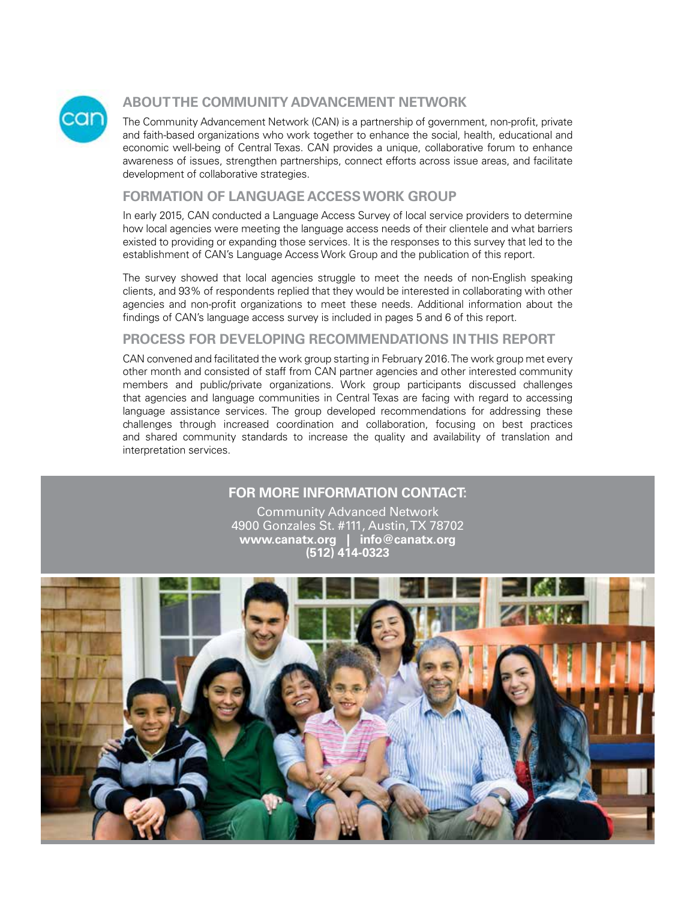## ABOUT THE COMMUNITY ADVANCEMENT NETWORK

The Community Advancement Network (CAN) is a partnership of government, non-profit, private and faith-based organizations who work together to enhance the social, health, educational and economic well-being of Central Texas. CAN provides a unique, collaborative forum to enhance awareness of issues, strengthen partnerships, connect efforts across issue areas, and facilitate development of collaborative strategies.

## FORMATION OF LANGUAGE ACCESS WORK GROUP

In early 2015, CAN conducted a Language Access Survey of local service providers to determine how local agencies were meeting the language access needs of their clientele and what barriers existed to providing or expanding those services. It is the responses to this survey that led to the establishment of CAN's Language Access Work Group and the publication of this report.

The survey showed that local agencies struggle to meet the needs of non-English speaking clients, and 93% of respondents replied that they would be interested in collaborating with other agencies and non-profit organizations to meet these needs. Additional information about the findings of CAN's language access survey is included in pages 5 and 6 of this report.

## PROCESS FOR DEVELOPING RECOMMENDATIONS IN THIS REPORT

CAN convened and facilitated the work group starting in February 2016. The work group met every other month and consisted of staff from CAN partner agencies and other interested community members and public/private organizations. Work group participants discussed challenges that agencies and language communities in Central Texas are facing with regard to accessing language assistance services. The group developed recommendations for addressing these challenges through increased coordination and collaboration, focusing on best practices and shared community standards to increase the quality and availability of translation and interpretation services.

**FOR MORE INFORMATION CONTACT:**

Community Advanced Network
4900 Gonzales St. #111, Austin, TX 78702
**www.canatx.org | info@canatx.org**
**(512) 414-0323**